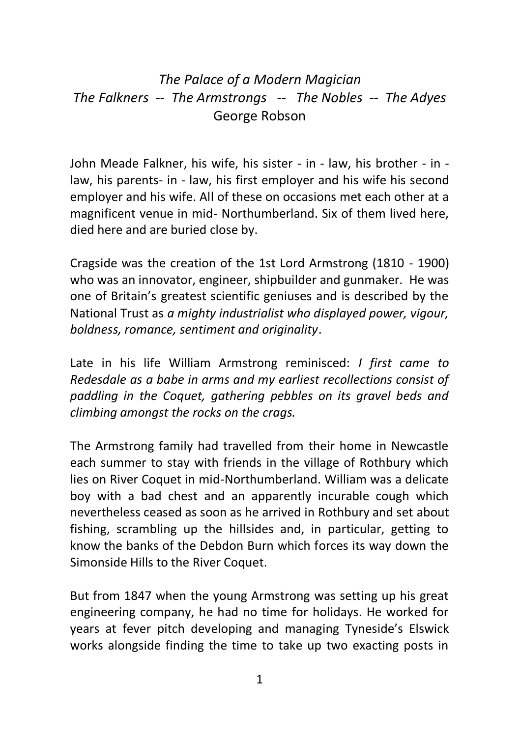*The Palace of a Modern Magician*

*The Falkners -- The Armstrongs -- The Nobles -- The Adyes*

George Robson

John Meade Falkner, his wife, his sister - in - law, his brother - in - law, his parents- in - law, his first employer and his wife his second employer and his wife. All of these on occasions met each other at a magnificent venue in mid- Northumberland. Six of them lived here, died here and are buried close by.

Cragside was the creation of the 1st Lord Armstrong (1810 - 1900) who was an innovator, engineer, shipbuilder and gunmaker. He was one of Britain's greatest scientific geniuses and is described by the National Trust as *a mighty industrialist who displayed power, vigour, boldness, romance, sentiment and originality*.

Late in his life William Armstrong reminisced: *I first came to Redesdale as a babe in arms and my earliest recollections consist of paddling in the Coquet, gathering pebbles on its gravel beds and climbing amongst the rocks on the crags.*

The Armstrong family had travelled from their home in Newcastle each summer to stay with friends in the village of Rothbury which lies on River Coquet in mid-Northumberland. William was a delicate boy with a bad chest and an apparently incurable cough which nevertheless ceased as soon as he arrived in Rothbury and set about fishing, scrambling up the hillsides and, in particular, getting to know the banks of the Debdon Burn which forces its way down the Simonside Hills to the River Coquet.

But from 1847 when the young Armstrong was setting up his great engineering company, he had no time for holidays. He worked for years at fever pitch developing and managing Tyneside's Elswick works alongside finding the time to take up two exacting posts in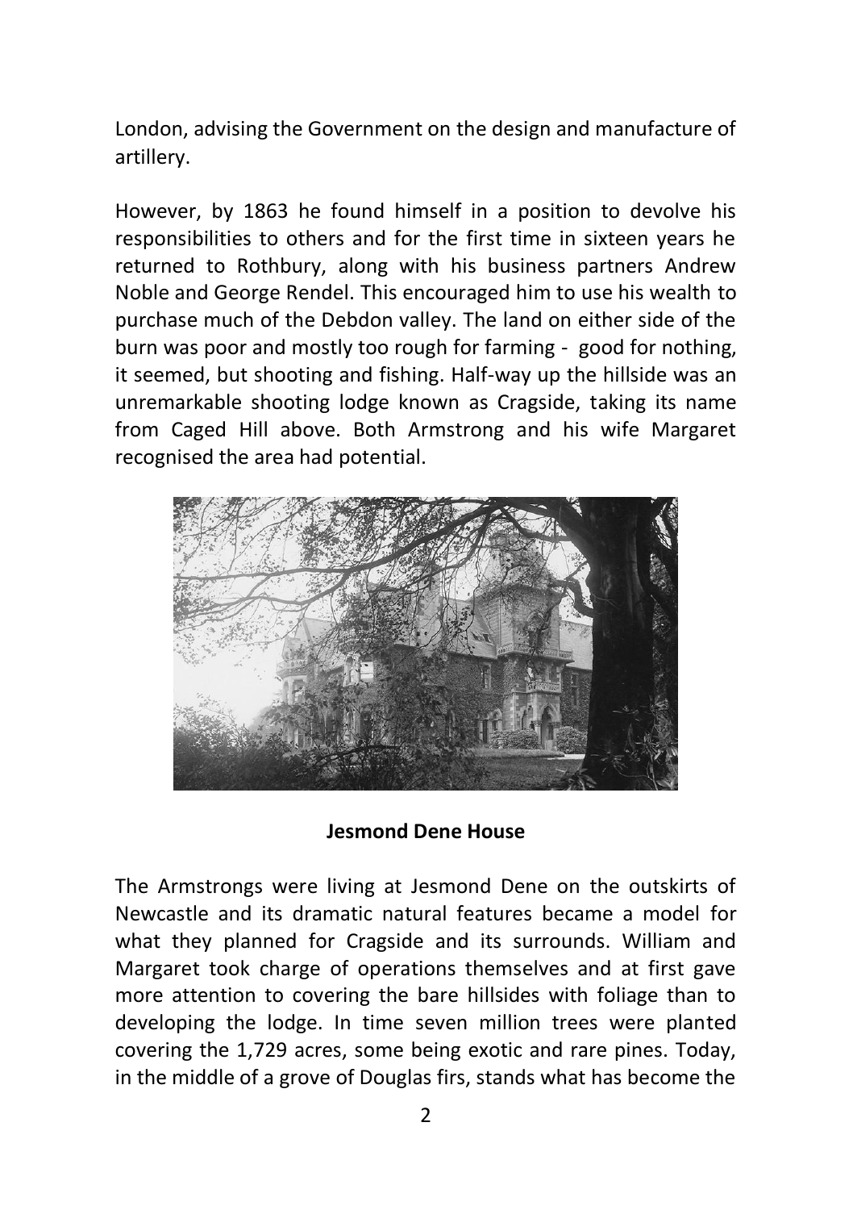London, advising the Government on the design and manufacture of artillery.

However, by 1863 he found himself in a position to devolve his responsibilities to others and for the first time in sixteen years he returned to Rothbury, along with his business partners Andrew Noble and George Rendel. This encouraged him to use his wealth to purchase much of the Debdon valley. The land on either side of the burn was poor and mostly too rough for farming - good for nothing, it seemed, but shooting and fishing. Half-way up the hillside was an unremarkable shooting lodge known as Cragside, taking its name from Caged Hill above. Both Armstrong and his wife Margaret recognised the area had potential.

**Jesmond Dene House**

The Armstrongs were living at Jesmond Dene on the outskirts of Newcastle and its dramatic natural features became a model for what they planned for Cragside and its surrounds. William and Margaret took charge of operations themselves and at first gave more attention to covering the bare hillsides with foliage than to developing the lodge. In time seven million trees were planted covering the 1,729 acres, some being exotic and rare pines. Today, in the middle of a grove of Douglas firs, stands what has become the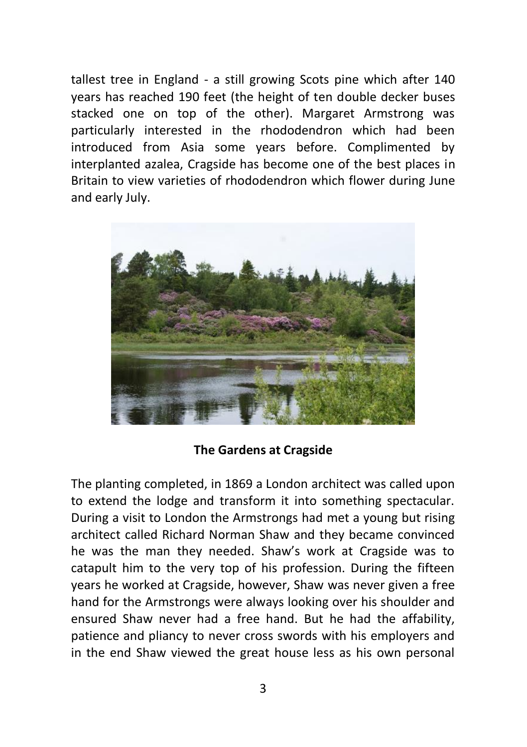tallest tree in England - a still growing Scots pine which after 140 years has reached 190 feet (the height of ten double decker buses stacked one on top of the other). Margaret Armstrong was particularly interested in the rhododendron which had been introduced from Asia some years before. Complimented by interplanted azalea, Cragside has become one of the best places in Britain to view varieties of rhododendron which flower during June and early July.

**The Gardens at Cragside**

The planting completed, in 1869 a London architect was called upon to extend the lodge and transform it into something spectacular. During a visit to London the Armstrongs had met a young but rising architect called Richard Norman Shaw and they became convinced he was the man they needed. Shaw's work at Cragside was to catapult him to the very top of his profession. During the fifteen years he worked at Cragside, however, Shaw was never given a free hand for the Armstrongs were always looking over his shoulder and ensured Shaw never had a free hand. But he had the affability, patience and pliancy to never cross swords with his employers and in the end Shaw viewed the great house less as his own personal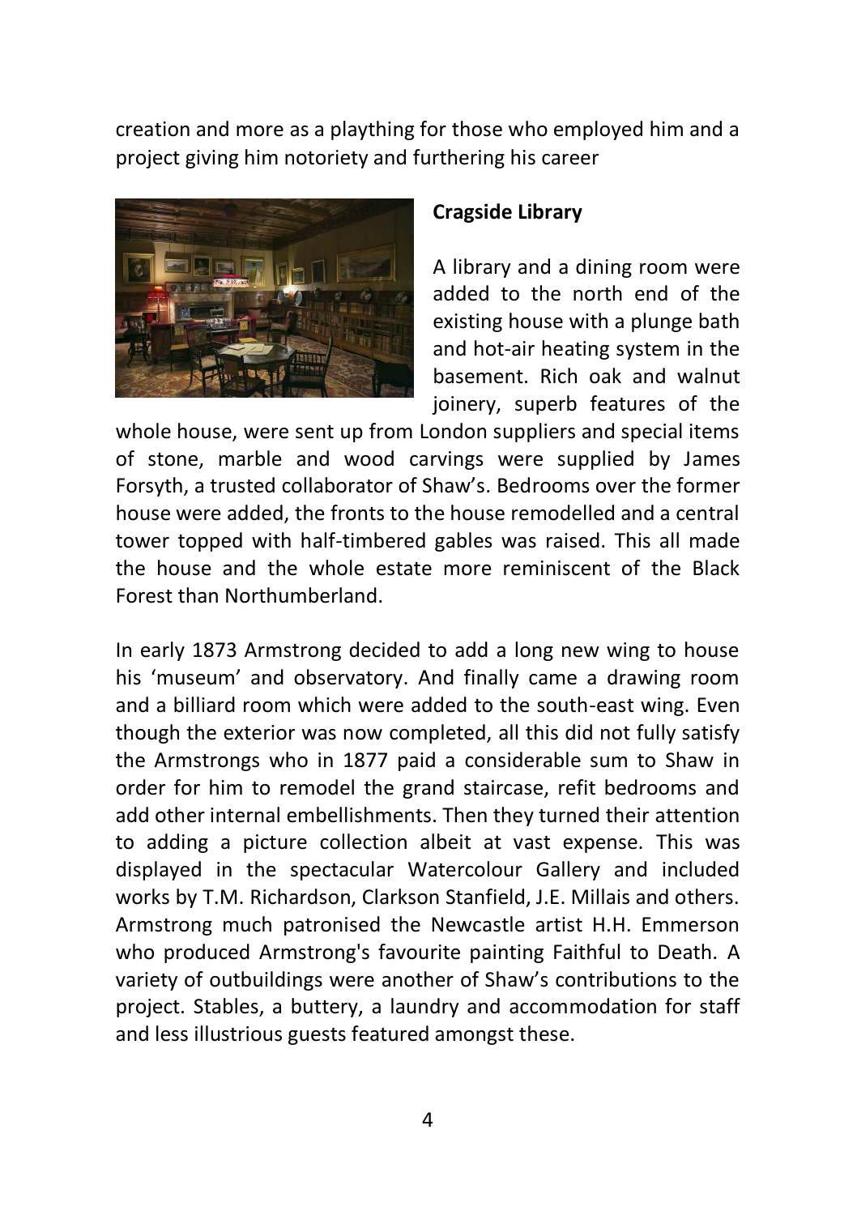creation and more as a plaything for those who employed him and a project giving him notoriety and furthering his career

**Cragside Library**

A library and a dining room were added to the north end of the existing house with a plunge bath and hot-air heating system in the basement. Rich oak and walnut joinery, superb features of the whole house, were sent up from London suppliers and special items of stone, marble and wood carvings were supplied by James Forsyth, a trusted collaborator of Shaw's. Bedrooms over the former house were added, the fronts to the house remodelled and a central tower topped with half-timbered gables was raised. This all made the house and the whole estate more reminiscent of the Black Forest than Northumberland.

In early 1873 Armstrong decided to add a long new wing to house his 'museum' and observatory. And finally came a drawing room and a billiard room which were added to the south-east wing. Even though the exterior was now completed, all this did not fully satisfy the Armstrongs who in 1877 paid a considerable sum to Shaw in order for him to remodel the grand staircase, refit bedrooms and add other internal embellishments. Then they turned their attention to adding a picture collection albeit at vast expense. This was displayed in the spectacular Watercolour Gallery and included works by T.M. Richardson, Clarkson Stanfield, J.E. Millais and others. Armstrong much patronised the Newcastle artist H.H. Emmerson who produced Armstrong's favourite painting Faithful to Death. A variety of outbuildings were another of Shaw's contributions to the project. Stables, a buttery, a laundry and accommodation for staff and less illustrious guests featured amongst these.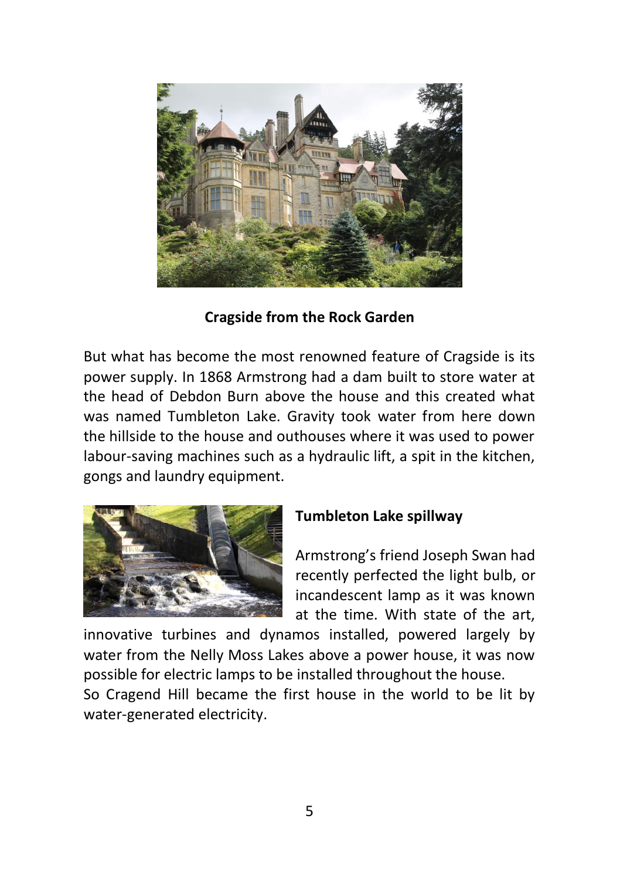**Cragside from the Rock Garden**

But what has become the most renowned feature of Cragside is its power supply. In 1868 Armstrong had a dam built to store water at the head of Debdon Burn above the house and this created what was named Tumbleton Lake. Gravity took water from here down the hillside to the house and outhouses where it was used to power labour-saving machines such as a hydraulic lift, a spit in the kitchen, gongs and laundry equipment.

**Tumbleton Lake spillway**

Armstrong's friend Joseph Swan had recently perfected the light bulb, or incandescent lamp as it was known at the time. With state of the art, innovative turbines and dynamos installed, powered largely by water from the Nelly Moss Lakes above a power house, it was now possible for electric lamps to be installed throughout the house.
So Cragend Hill became the first house in the world to be lit by water-generated electricity.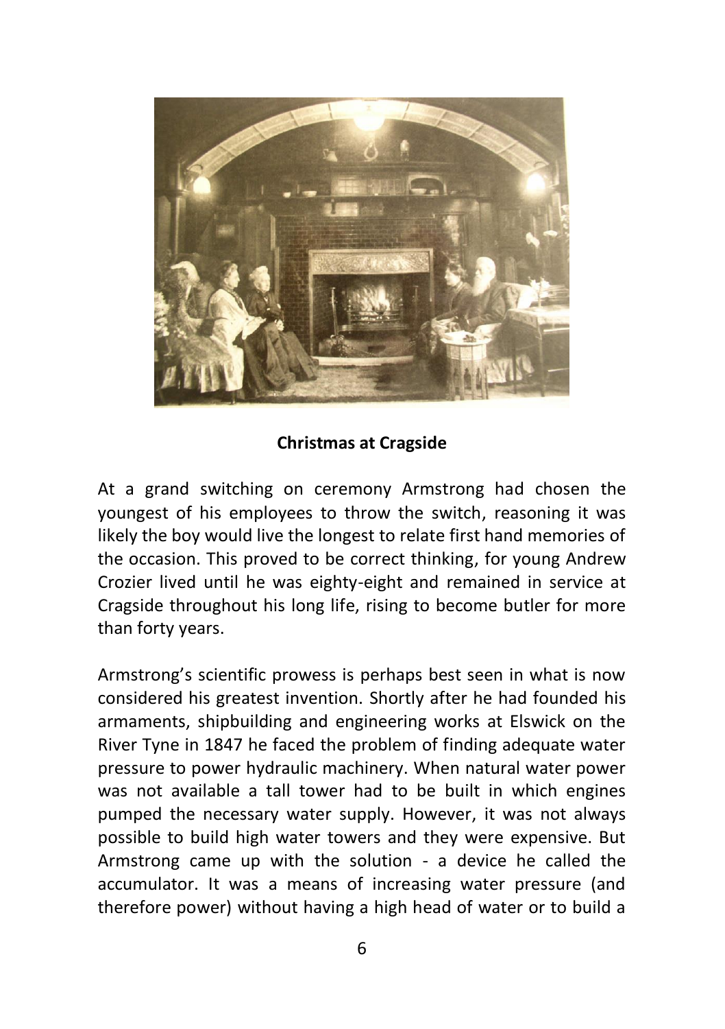**Christmas at Cragside**

At a grand switching on ceremony Armstrong had chosen the youngest of his employees to throw the switch, reasoning it was likely the boy would live the longest to relate first hand memories of the occasion. This proved to be correct thinking, for young Andrew Crozier lived until he was eighty-eight and remained in service at Cragside throughout his long life, rising to become butler for more than forty years.

Armstrong's scientific prowess is perhaps best seen in what is now considered his greatest invention. Shortly after he had founded his armaments, shipbuilding and engineering works at Elswick on the River Tyne in 1847 he faced the problem of finding adequate water pressure to power hydraulic machinery. When natural water power was not available a tall tower had to be built in which engines pumped the necessary water supply. However, it was not always possible to build high water towers and they were expensive. But Armstrong came up with the solution - a device he called the accumulator. It was a means of increasing water pressure (and therefore power) without having a high head of water or to build a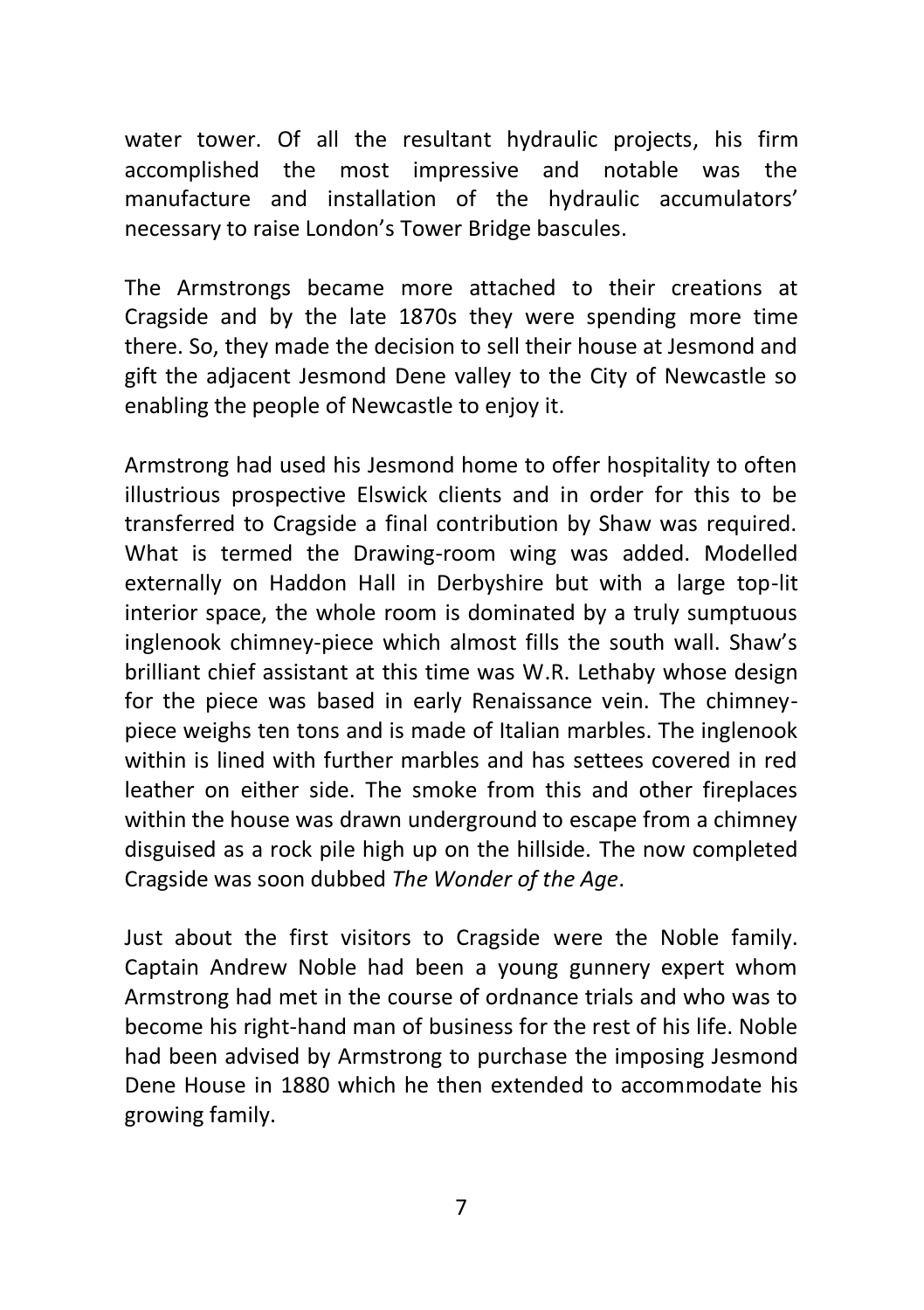water tower. Of all the resultant hydraulic projects, his firm accomplished the most impressive and notable was the manufacture and installation of the hydraulic accumulators' necessary to raise London's Tower Bridge bascules.

The Armstrongs became more attached to their creations at Cragside and by the late 1870s they were spending more time there. So, they made the decision to sell their house at Jesmond and gift the adjacent Jesmond Dene valley to the City of Newcastle so enabling the people of Newcastle to enjoy it.

Armstrong had used his Jesmond home to offer hospitality to often illustrious prospective Elswick clients and in order for this to be transferred to Cragside a final contribution by Shaw was required. What is termed the Drawing-room wing was added. Modelled externally on Haddon Hall in Derbyshire but with a large top-lit interior space, the whole room is dominated by a truly sumptuous inglenook chimney-piece which almost fills the south wall. Shaw's brilliant chief assistant at this time was W.R. Lethaby whose design for the piece was based in early Renaissance vein. The chimney-piece weighs ten tons and is made of Italian marbles. The inglenook within is lined with further marbles and has settees covered in red leather on either side. The smoke from this and other fireplaces within the house was drawn underground to escape from a chimney disguised as a rock pile high up on the hillside. The now completed Cragside was soon dubbed *The Wonder of the Age*.

Just about the first visitors to Cragside were the Noble family. Captain Andrew Noble had been a young gunnery expert whom Armstrong had met in the course of ordnance trials and who was to become his right-hand man of business for the rest of his life. Noble had been advised by Armstrong to purchase the imposing Jesmond Dene House in 1880 which he then extended to accommodate his growing family.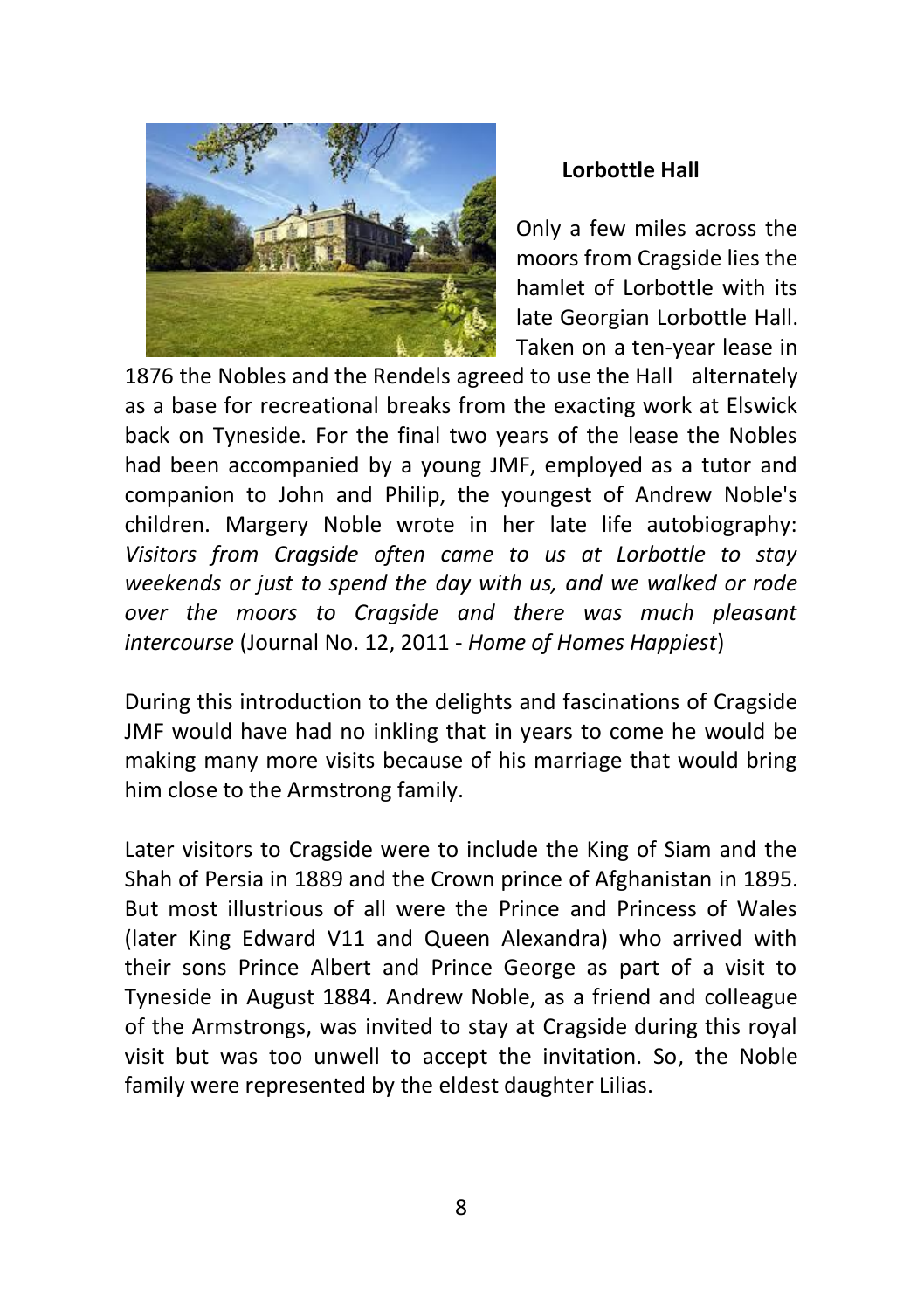## Lorbottle Hall

Only a few miles across the moors from Cragside lies the hamlet of Lorbottle with its late Georgian Lorbottle Hall. Taken on a ten-year lease in 1876 the Nobles and the Rendels agreed to use the Hall alternately as a base for recreational breaks from the exacting work at Elswick back on Tyneside. For the final two years of the lease the Nobles had been accompanied by a young JMF, employed as a tutor and companion to John and Philip, the youngest of Andrew Noble's children. Margery Noble wrote in her late life autobiography: *Visitors from Cragside often came to us at Lorbottle to stay weekends or just to spend the day with us, and we walked or rode over the moors to Cragside and there was much pleasant intercourse* (Journal No. 12, 2011 - *Home of Homes Happiest*)

During this introduction to the delights and fascinations of Cragside JMF would have had no inkling that in years to come he would be making many more visits because of his marriage that would bring him close to the Armstrong family.

Later visitors to Cragside were to include the King of Siam and the Shah of Persia in 1889 and the Crown prince of Afghanistan in 1895. But most illustrious of all were the Prince and Princess of Wales (later King Edward V11 and Queen Alexandra) who arrived with their sons Prince Albert and Prince George as part of a visit to Tyneside in August 1884. Andrew Noble, as a friend and colleague of the Armstrongs, was invited to stay at Cragside during this royal visit but was too unwell to accept the invitation. So, the Noble family were represented by the eldest daughter Lilias.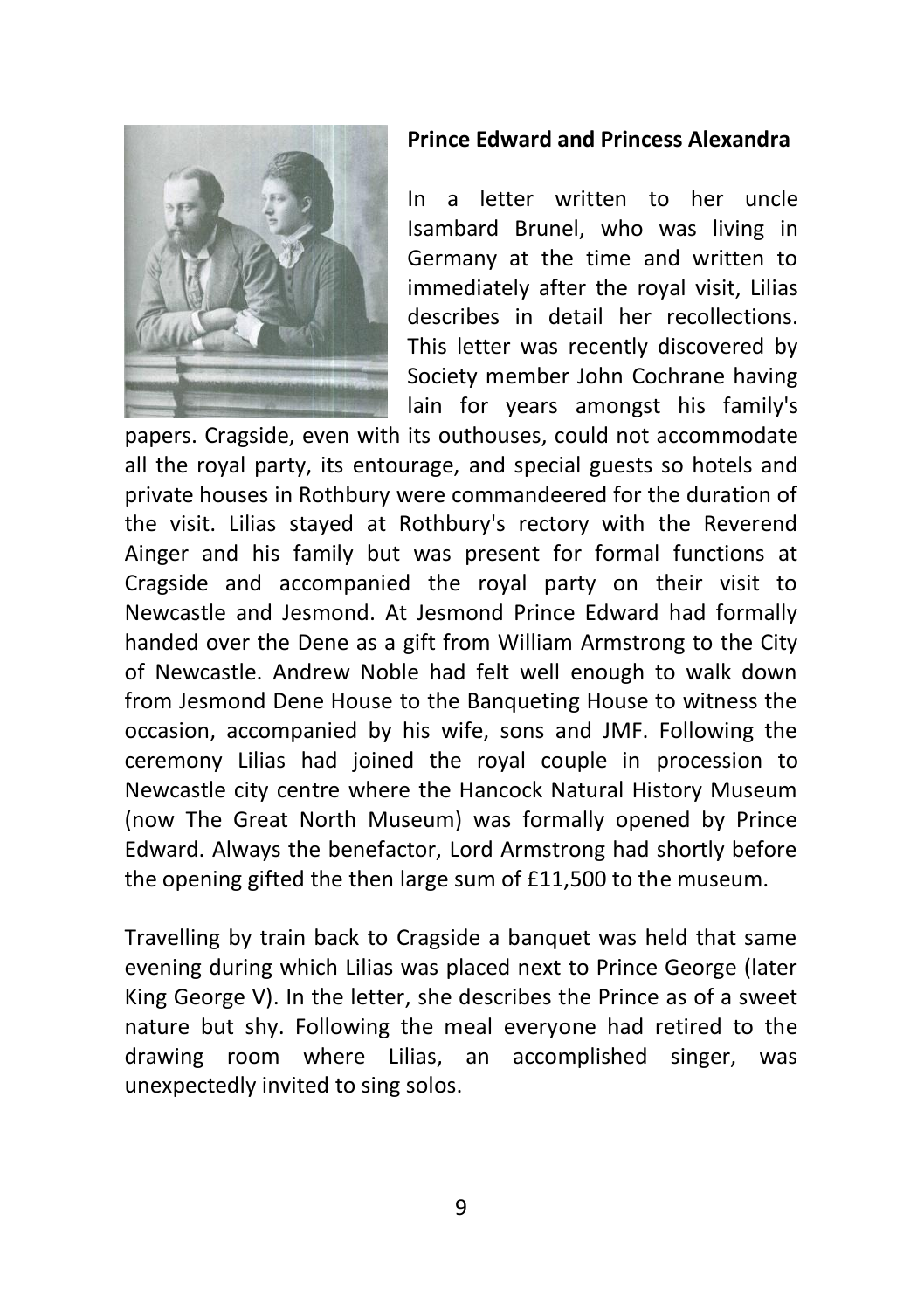**Prince Edward and Princess Alexandra**

In a letter written to her uncle Isambard Brunel, who was living in Germany at the time and written to immediately after the royal visit, Lilias describes in detail her recollections. This letter was recently discovered by Society member John Cochrane having lain for years amongst his family's papers. Cragside, even with its outhouses, could not accommodate all the royal party, its entourage, and special guests so hotels and private houses in Rothbury were commandeered for the duration of the visit. Lilias stayed at Rothbury's rectory with the Reverend Ainger and his family but was present for formal functions at Cragside and accompanied the royal party on their visit to Newcastle and Jesmond. At Jesmond Prince Edward had formally handed over the Dene as a gift from William Armstrong to the City of Newcastle. Andrew Noble had felt well enough to walk down from Jesmond Dene House to the Banqueting House to witness the occasion, accompanied by his wife, sons and JMF. Following the ceremony Lilias had joined the royal couple in procession to Newcastle city centre where the Hancock Natural History Museum (now The Great North Museum) was formally opened by Prince Edward. Always the benefactor, Lord Armstrong had shortly before the opening gifted the then large sum of £11,500 to the museum.

Travelling by train back to Cragside a banquet was held that same evening during which Lilias was placed next to Prince George (later King George V). In the letter, she describes the Prince as of a sweet nature but shy. Following the meal everyone had retired to the drawing room where Lilias, an accomplished singer, was unexpectedly invited to sing solos.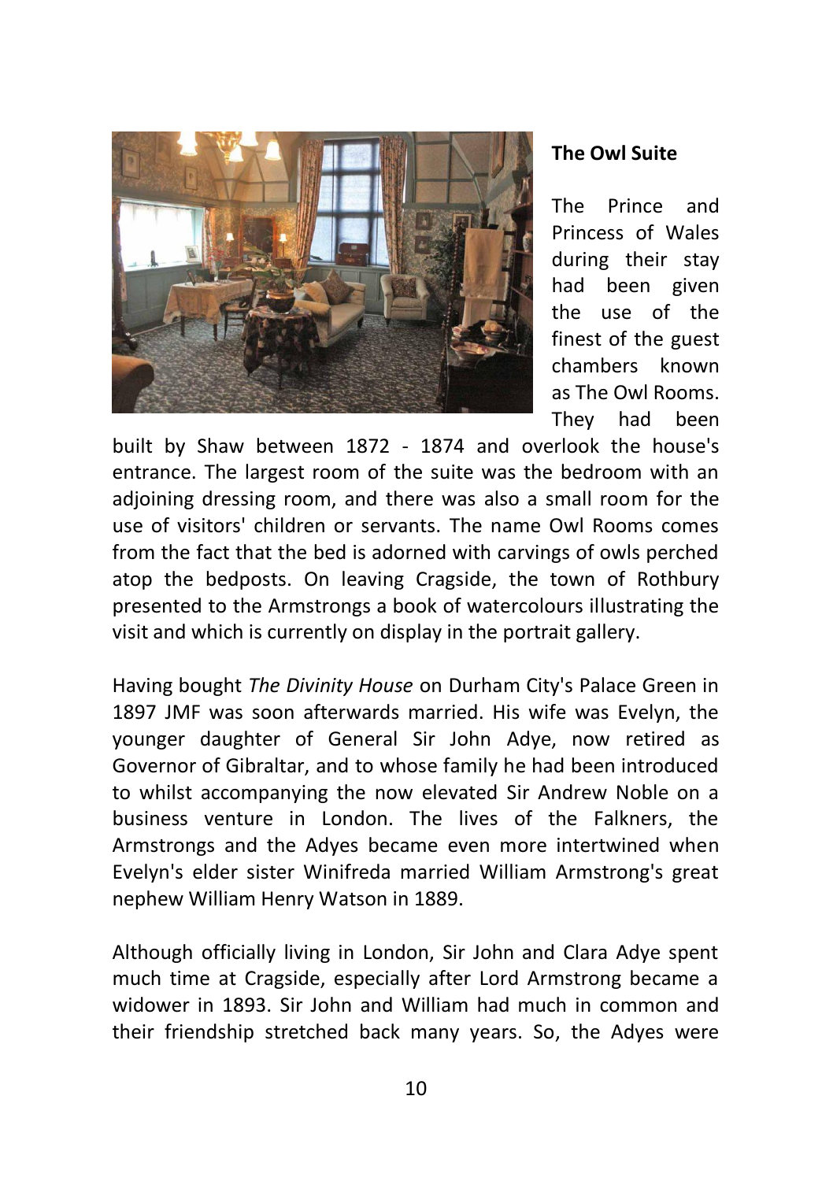### The Owl Suite

The Prince and Princess of Wales during their stay had been given the use of the finest of the guest chambers known as The Owl Rooms. They had been built by Shaw between 1872 - 1874 and overlook the house's entrance. The largest room of the suite was the bedroom with an adjoining dressing room, and there was also a small room for the use of visitors' children or servants. The name Owl Rooms comes from the fact that the bed is adorned with carvings of owls perched atop the bedposts. On leaving Cragside, the town of Rothbury presented to the Armstrongs a book of watercolours illustrating the visit and which is currently on display in the portrait gallery.

Having bought *The Divinity House* on Durham City's Palace Green in 1897 JMF was soon afterwards married. His wife was Evelyn, the younger daughter of General Sir John Adye, now retired as Governor of Gibraltar, and to whose family he had been introduced to whilst accompanying the now elevated Sir Andrew Noble on a business venture in London. The lives of the Falkners, the Armstrongs and the Adyes became even more intertwined when Evelyn's elder sister Winifreda married William Armstrong's great nephew William Henry Watson in 1889.

Although officially living in London, Sir John and Clara Adye spent much time at Cragside, especially after Lord Armstrong became a widower in 1893. Sir John and William had much in common and their friendship stretched back many years. So, the Adyes were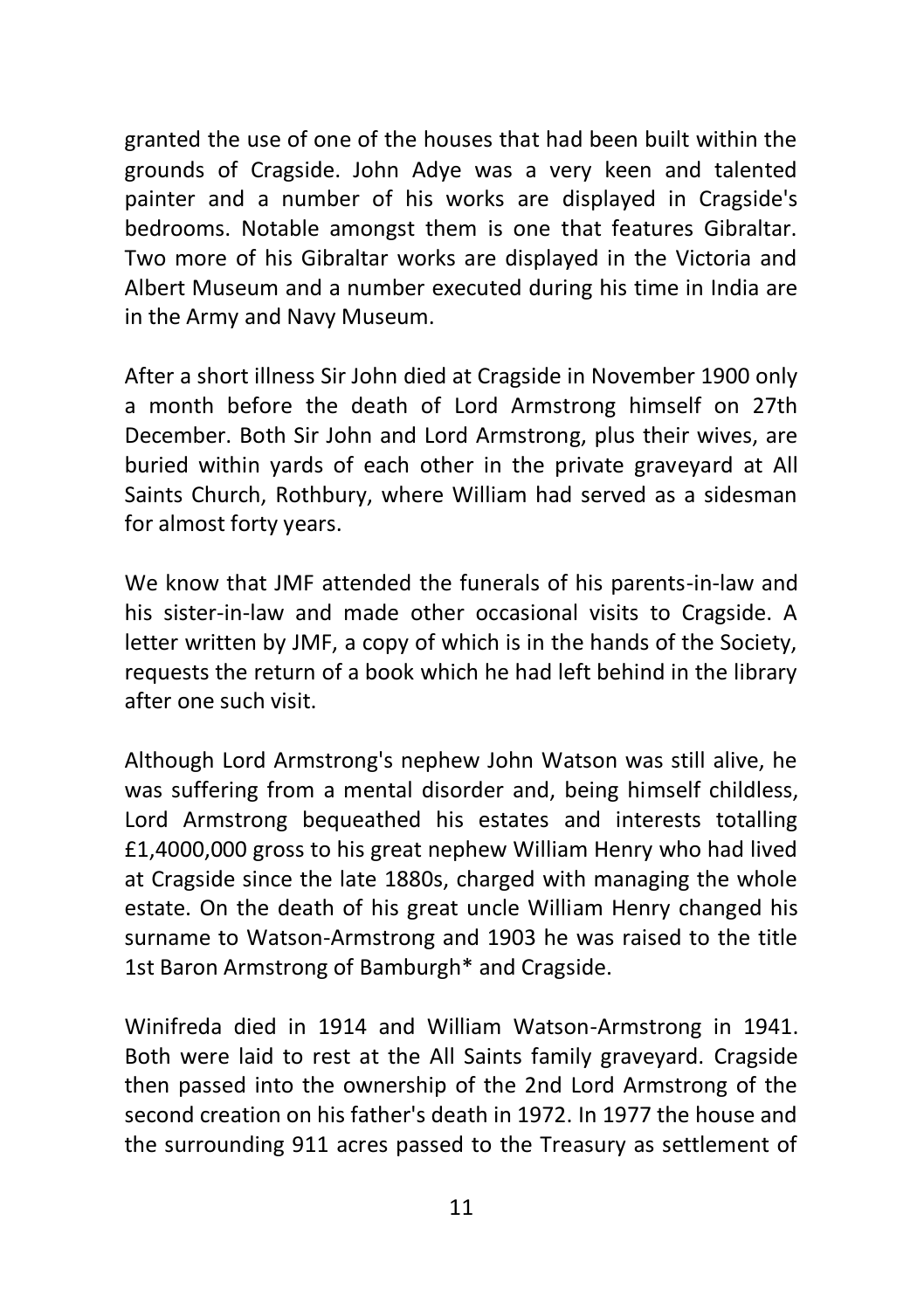granted the use of one of the houses that had been built within the grounds of Cragside. John Adye was a very keen and talented painter and a number of his works are displayed in Cragside's bedrooms. Notable amongst them is one that features Gibraltar. Two more of his Gibraltar works are displayed in the Victoria and Albert Museum and a number executed during his time in India are in the Army and Navy Museum.

After a short illness Sir John died at Cragside in November 1900 only a month before the death of Lord Armstrong himself on 27th December. Both Sir John and Lord Armstrong, plus their wives, are buried within yards of each other in the private graveyard at All Saints Church, Rothbury, where William had served as a sidesman for almost forty years.

We know that JMF attended the funerals of his parents-in-law and his sister-in-law and made other occasional visits to Cragside. A letter written by JMF, a copy of which is in the hands of the Society, requests the return of a book which he had left behind in the library after one such visit.

Although Lord Armstrong's nephew John Watson was still alive, he was suffering from a mental disorder and, being himself childless, Lord Armstrong bequeathed his estates and interests totalling £1,4000,000 gross to his great nephew William Henry who had lived at Cragside since the late 1880s, charged with managing the whole estate. On the death of his great uncle William Henry changed his surname to Watson-Armstrong and 1903 he was raised to the title 1st Baron Armstrong of Bamburgh* and Cragside.

Winifreda died in 1914 and William Watson-Armstrong in 1941. Both were laid to rest at the All Saints family graveyard. Cragside then passed into the ownership of the 2nd Lord Armstrong of the second creation on his father's death in 1972. In 1977 the house and the surrounding 911 acres passed to the Treasury as settlement of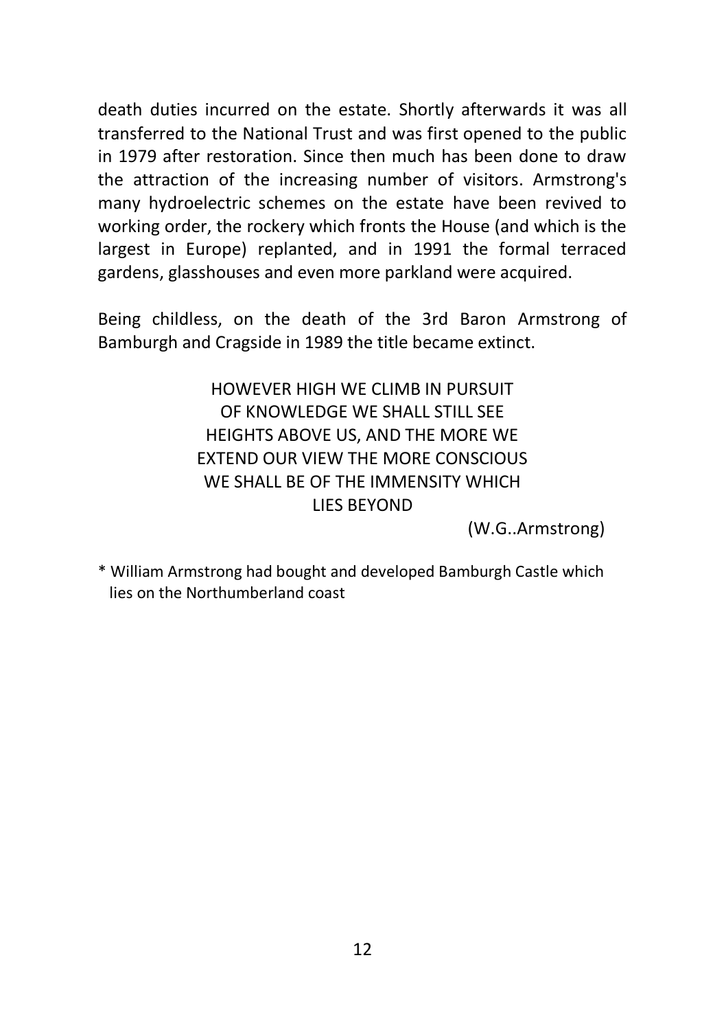death duties incurred on the estate. Shortly afterwards it was all transferred to the National Trust and was first opened to the public in 1979 after restoration. Since then much has been done to draw the attraction of the increasing number of visitors. Armstrong's many hydroelectric schemes on the estate have been revived to working order, the rockery which fronts the House (and which is the largest in Europe) replanted, and in 1991 the formal terraced gardens, glasshouses and even more parkland were acquired.

Being childless, on the death of the 3rd Baron Armstrong of Bamburgh and Cragside in 1989 the title became extinct.

HOWEVER HIGH WE CLIMB IN PURSUIT
OF KNOWLEDGE WE SHALL STILL SEE
HEIGHTS ABOVE US, AND THE MORE WE
EXTEND OUR VIEW THE MORE CONSCIOUS
WE SHALL BE OF THE IMMENSITY WHICH
LIES BEYOND

(W.G..Armstrong)

* William Armstrong had bought and developed Bamburgh Castle which lies on the Northumberland coast